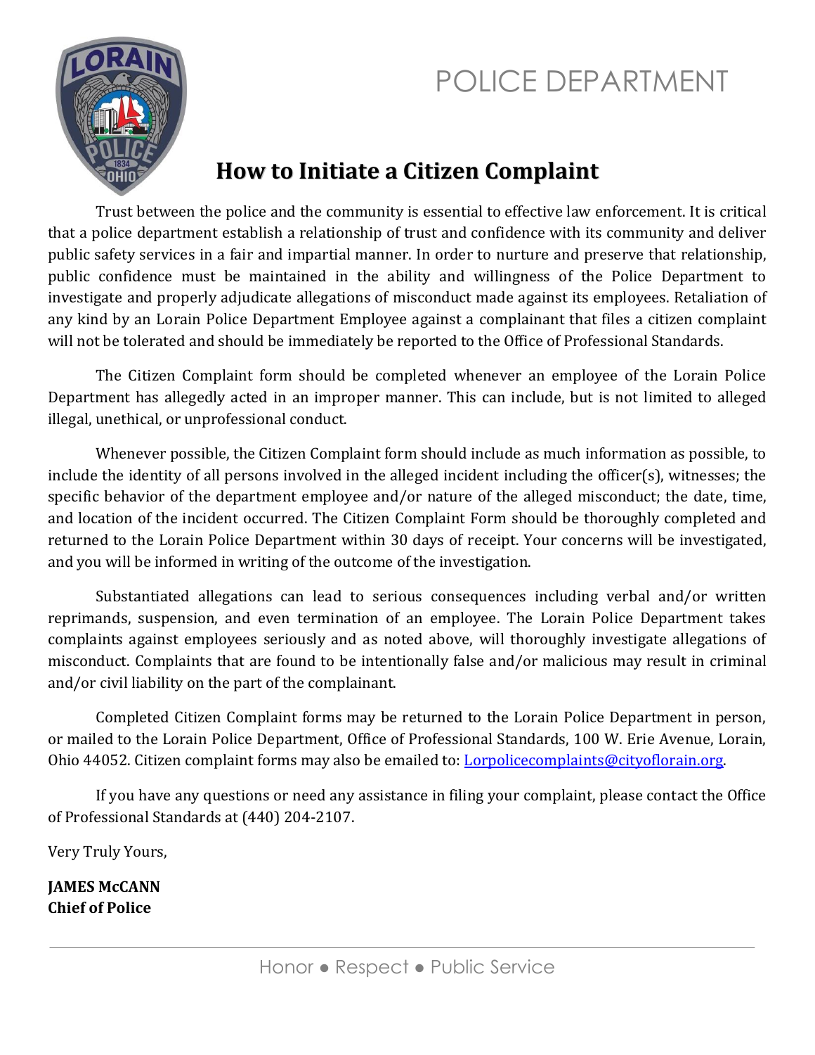# POLICE DEPARTMENT

## How to Initiate a Citizen Complaint

Trust between the police and the community is essential to effective law enforcement. It is critical that a police department establish a relationship of trust and confidence with its community and deliver public safety services in a fair and impartial manner. In order to nurture and preserve that relationship, public confidence must be maintained in the ability and willingness of the Police Department to investigate and properly adjudicate allegations of misconduct made against its employees. Retaliation of any kind by an Lorain Police Department Employee against a complainant that files a citizen complaint will not be tolerated and should be immediately be reported to the Office of Professional Standards.

The Citizen Complaint form should be completed whenever an employee of the Lorain Police Department has allegedly acted in an improper manner. This can include, but is not limited to alleged illegal, unethical, or unprofessional conduct.

Whenever possible, the Citizen Complaint form should include as much information as possible, to include the identity of all persons involved in the alleged incident including the officer(s), witnesses; the specific behavior of the department employee and/or nature of the alleged misconduct; the date, time, and location of the incident occurred. The Citizen Complaint Form should be thoroughly completed and returned to the Lorain Police Department within 30 days of receipt. Your concerns will be investigated, and you will be informed in writing of the outcome of the investigation.

Substantiated allegations can lead to serious consequences including verbal and/or written reprimands, suspension, and even termination of an employee. The Lorain Police Department takes complaints against employees seriously and as noted above, will thoroughly investigate allegations of misconduct. Complaints that are found to be intentionally false and/or malicious may result in criminal and/or civil liability on the part of the complainant.

Completed Citizen Complaint forms may be returned to the Lorain Police Department in person, or mailed to the Lorain Police Department, Office of Professional Standards, 100 W. Erie Avenue, Lorain, Ohio 44052. Citizen complaint forms may also be emailed to: Lorpolicecomplaints@cityoflorain.org.

If you have any questions or need any assistance in filing your complaint, please contact the Office of Professional Standards at (440) 204-2107.

Very Truly Yours,

**JAMES McCANN**
**Chief of Police**

Honor ● Respect ● Public Service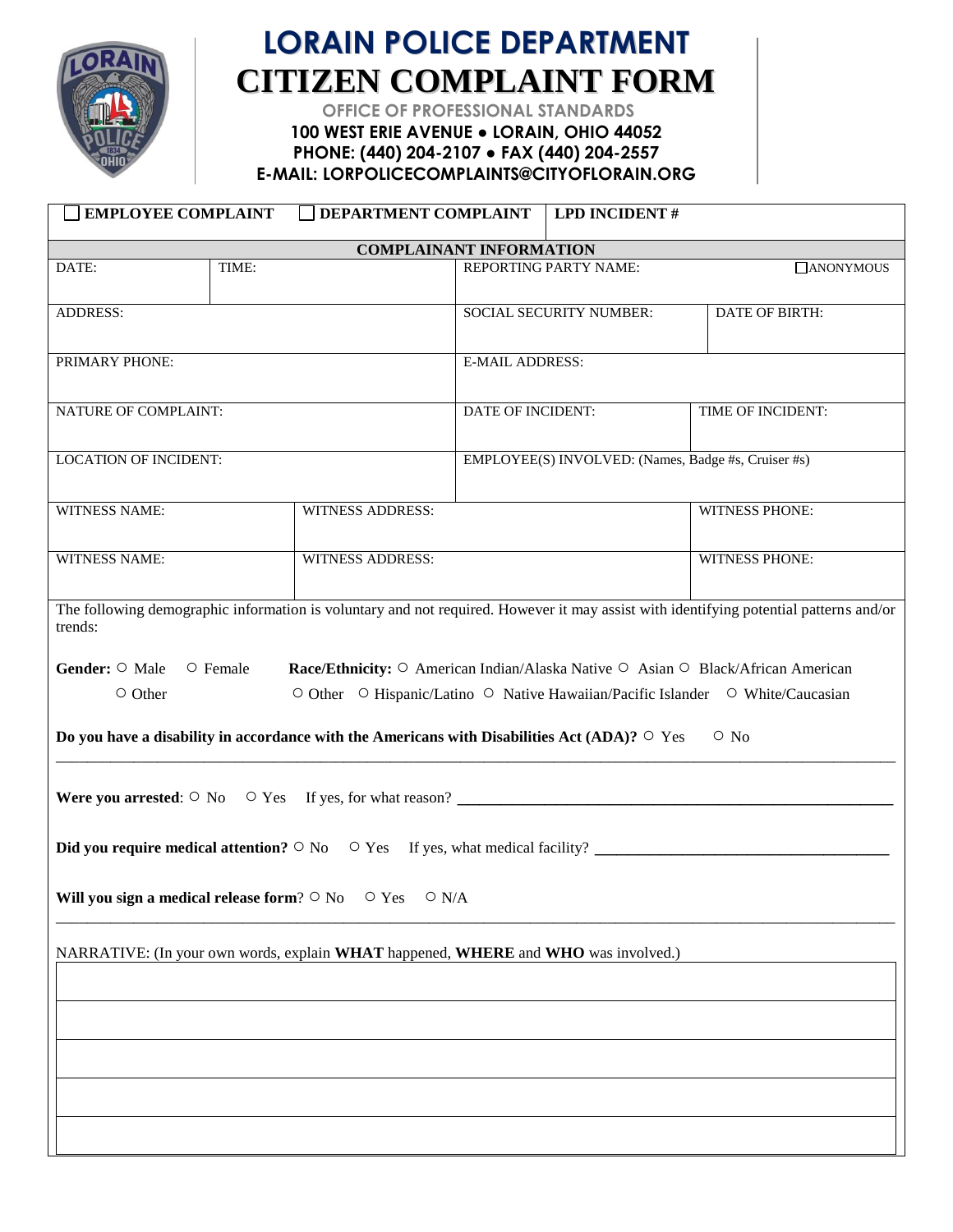# LORAIN POLICE DEPARTMENT
# CITIZEN COMPLAINT FORM

**OFFICE OF PROFESSIONAL STANDARDS**
**100 WEST ERIE AVENUE • LORAIN, OHIO 44052**
**PHONE: (440) 204-2107 • FAX (440) 204-2557**
**E-MAIL: LORPOLICECOMPLAINTS@CITYOFLORAIN.ORG**

| ☐ EMPLOYEE COMPLAINT | ☐ DEPARTMENT COMPLAINT | LPD INCIDENT # |
|---|---|---|

**COMPLAINANT INFORMATION**

| | | | |
|---|---|---|---|
| DATE: | TIME: | REPORTING PARTY NAME: | ☐ANONYMOUS |
| ADDRESS: | | SOCIAL SECURITY NUMBER: | DATE OF BIRTH: |
| PRIMARY PHONE: | | E-MAIL ADDRESS: | |
| NATURE OF COMPLAINT: | | DATE OF INCIDENT: | TIME OF INCIDENT: |
| LOCATION OF INCIDENT: | | EMPLOYEE(S) INVOLVED: (Names, Badge #s, Cruiser #s) | |

| WITNESS NAME: | WITNESS ADDRESS: | WITNESS PHONE: |
|---|---|---|
| WITNESS NAME: | WITNESS ADDRESS: | WITNESS PHONE: |

The following demographic information is voluntary and not required. However it may assist with identifying potential patterns and/or trends:

**Gender:** ○ Male ○ Female ○ Other

**Race/Ethnicity:** ○ American Indian/Alaska Native ○ Asian ○ Black/African American ○ Other ○ Hispanic/Latino ○ Native Hawaiian/Pacific Islander ○ White/Caucasian

**Do you have a disability in accordance with the Americans with Disabilities Act (ADA)?** ○ Yes ○ No

---

**Were you arrested**: ○ No ○ Yes If yes, for what reason? ______________________________

**Did you require medical attention?** ○ No ○ Yes If yes, what medical facility? ______________________________

**Will you sign a medical release form**? ○ No ○ Yes ○ N/A

---

NARRATIVE: (In your own words, explain **WHAT** happened, **WHERE** and **WHO** was involved.)

| |
|---|
| |
| |
| |
| |
| |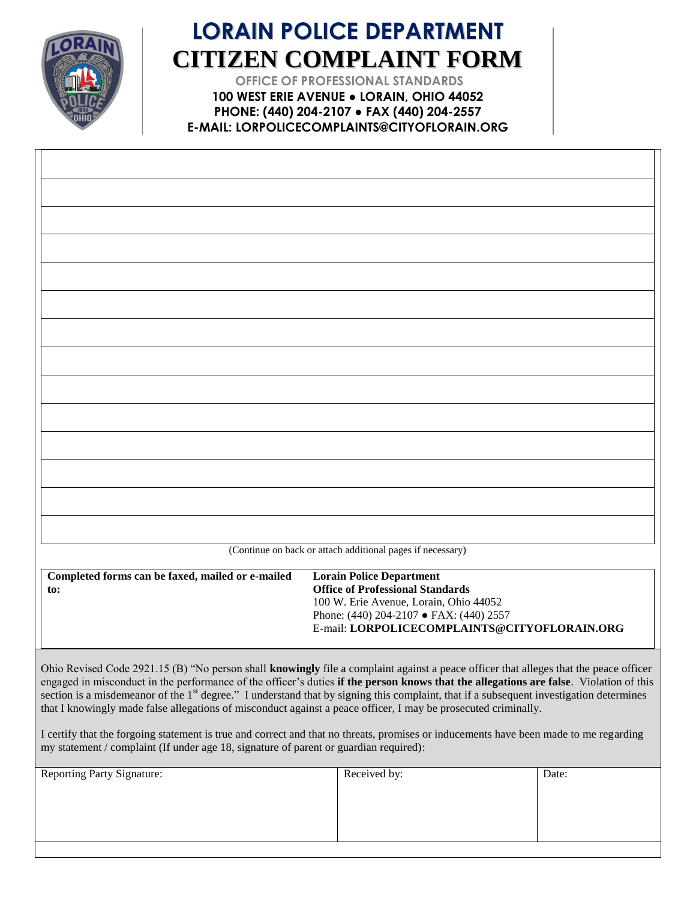# LORAIN POLICE DEPARTMENT
# CITIZEN COMPLAINT FORM

**OFFICE OF PROFESSIONAL STANDARDS**
**100 WEST ERIE AVENUE ● LORAIN, OHIO 44052**
**PHONE: (440) 204-2107 ● FAX (440) 204-2557**
**E-MAIL: LORPOLICECOMPLAINTS@CITYOFLORAIN.ORG**

| |
|---|
| |
| |
| |
| |
| |
| |
| |
| |
| |
| |
| |
| |
| |

(Continue on back or attach additional pages if necessary)

| **Completed forms can be faxed, mailed or e-mailed to:** | **Lorain Police Department**<br>**Office of Professional Standards**<br>100 W. Erie Avenue, Lorain, Ohio 44052<br>Phone: (440) 204-2107 ● FAX: (440) 2557<br>E-mail: **LORPOLICECOMPLAINTS@CITYOFLORAIN.ORG** |
|---|---|

Ohio Revised Code 2921.15 (B) "No person shall **knowingly** file a complaint against a peace officer that alleges that the peace officer engaged in misconduct in the performance of the officer's duties **if the person knows that the allegations are false**. Violation of this section is a misdemeanor of the 1st degree." I understand that by signing this complaint, that if a subsequent investigation determines that I knowingly made false allegations of misconduct against a peace officer, I may be prosecuted criminally.

I certify that the forgoing statement is true and correct and that no threats, promises or inducements have been made to me regarding my statement / complaint (If under age 18, signature of parent or guardian required):

| Reporting Party Signature: | Received by: | Date: |
|---|---|---|
| | | |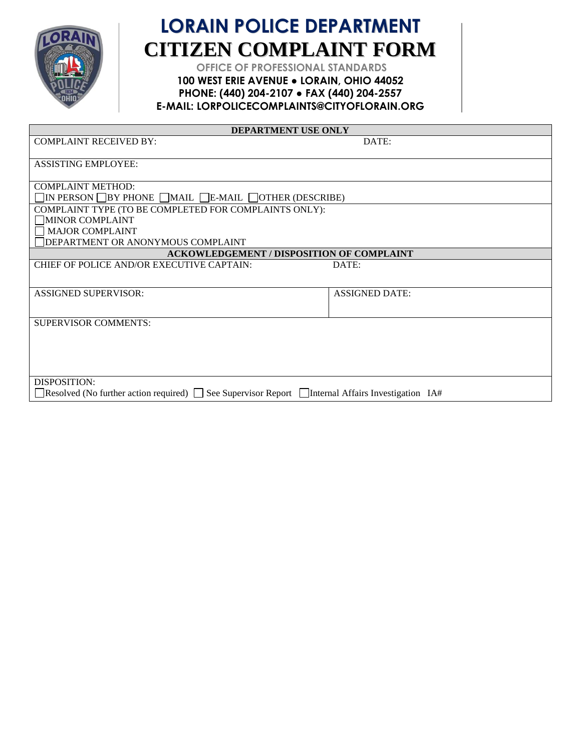# LORAIN POLICE DEPARTMENT

# CITIZEN COMPLAINT FORM

**OFFICE OF PROFESSIONAL STANDARDS**

**100 WEST ERIE AVENUE ● LORAIN, OHIO 44052**

**PHONE: (440) 204-2107 ● FAX (440) 204-2557**

**E-MAIL: LORPOLICECOMPLAINTS@CITYOFLORAIN.ORG**

| **DEPARTMENT USE ONLY** | |
|---|---|
| COMPLAINT RECEIVED BY: | DATE: |
| ASSISTING EMPLOYEE: | |
| COMPLAINT METHOD:<br>☐IN PERSON ☐BY PHONE ☐MAIL ☐E-MAIL ☐OTHER (DESCRIBE) | |
| COMPLAINT TYPE (TO BE COMPLETED FOR COMPLAINTS ONLY):<br>☐MINOR COMPLAINT<br>☐ MAJOR COMPLAINT<br>☐DEPARTMENT OR ANONYMOUS COMPLAINT | |
| **ACKOWLEDGEMENT / DISPOSITION OF COMPLAINT** | |
| CHIEF OF POLICE AND/OR EXECUTIVE CAPTAIN: | DATE: |
| ASSIGNED SUPERVISOR: | ASSIGNED DATE: |
| SUPERVISOR COMMENTS: | |
| DISPOSITION:<br>☐Resolved (No further action required) ☐ See Supervisor Report ☐Internal Affairs Investigation IA# | |